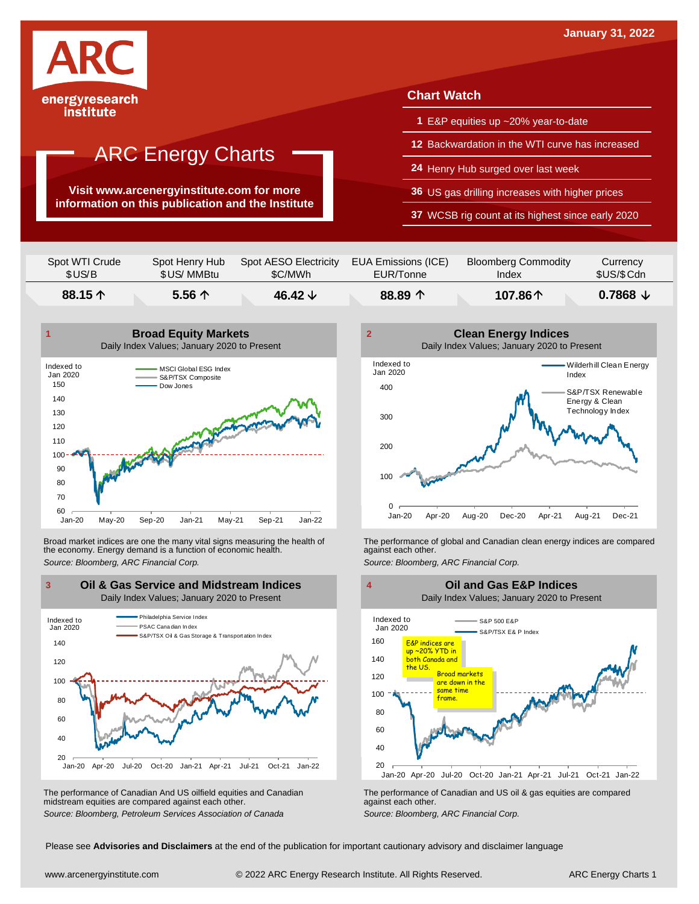January 31, 2022

# ARC Energy Charts

ARC energyresearch institute

**Visit www.arcenergyinstitute.com for more information on this publication and the Institute**

## Chart Watch

- **1** E&P equities up ~20% year-to-date
- **12** Backwardation in the WTI curve has increased
- **24** Henry Hub surged over last week
- **36** US gas drilling increases with higher prices
- **37** WCSB rig count at its highest since early 2020

| Spot WTI Crude $US/B | Spot Henry Hub $US/ MMBtu | Spot AESO Electricity $C/MWh | EUA Emissions (ICE) EUR/Tonne | Bloomberg Commodity Index | Currency $US/$Cdn |
|---|---|---|---|---|---|
| **88.15 ↑** | **5.56 ↑** | **46.42 ↓** | **88.89 ↑** | **107.86↑** | **0.7868 ↓** |

### 1 Broad Equity Markets

Daily Index Values; January 2020 to Present

Broad market indices are one the many vital signs measuring the health of the economy. Energy demand is a function of economic health.

*Source: Bloomberg, ARC Financial Corp.*

### 2 Clean Energy Indices

Daily Index Values; January 2020 to Present

The performance of global and Canadian clean energy indices are compared against each other.

*Source: Bloomberg, ARC Financial Corp.*

### 3 Oil & Gas Service and Midstream Indices

Daily Index Values; January 2020 to Present

The performance of Canadian And US oilfield equities and Canadian midstream equities are compared against each other.

*Source: Bloomberg, Petroleum Services Association of Canada*

### 4 Oil and Gas E&P Indices

Daily Index Values; January 2020 to Present

The performance of Canadian and US oil & gas equities are compared against each other.

*Source: Bloomberg, ARC Financial Corp.*

Please see **Advisories and Disclaimers** at the end of the publication for important cautionary advisory and disclaimer language

www.arcenergyinstitute.com © 2022 ARC Energy Research Institute. All Rights Reserved.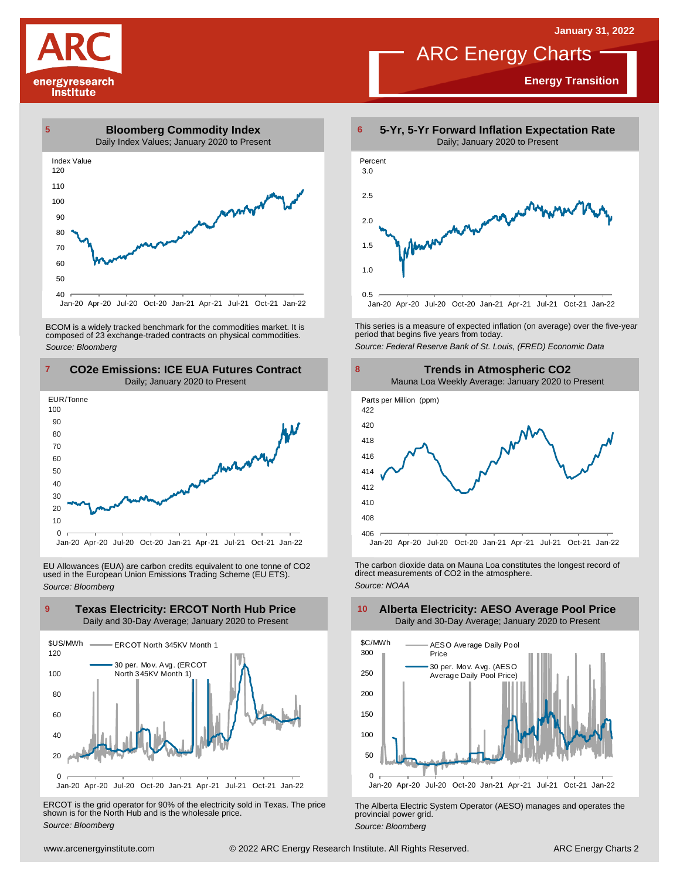January 31, 2022

# ARC Energy Charts

**Energy Transition**

### 5 Bloomberg Commodity Index

Daily Index Values; January 2020 to Present

BCOM is a widely tracked benchmark for the commodities market. It is composed of 23 exchange-traded contracts on physical commodities.

*Source: Bloomberg*

### 6 5-Yr, 5-Yr Forward Inflation Expectation Rate

Daily; January 2020 to Present

This series is a measure of expected inflation (on average) over the five-year period that begins five years from today.

*Source: Federal Reserve Bank of St. Louis, (FRED) Economic Data*

### 7 CO2e Emissions: ICE EUA Futures Contract

Daily; January 2020 to Present

EU Allowances (EUA) are carbon credits equivalent to one tonne of CO2 used in the European Union Emissions Trading Scheme (EU ETS).

*Source: Bloomberg*

### 8 Trends in Atmospheric CO2

Mauna Loa Weekly Average: January 2020 to Present

The carbon dioxide data on Mauna Loa constitutes the longest record of direct measurements of CO2 in the atmosphere.

*Source: NOAA*

### 9 Texas Electricity: ERCOT North Hub Price

Daily and 30-Day Average; January 2020 to Present

ERCOT is the grid operator for 90% of the electricity sold in Texas. The price shown is for the North Hub and is the wholesale price.

*Source: Bloomberg*

### 10 Alberta Electricity: AESO Average Pool Price

Daily and 30-Day Average; January 2020 to Present

The Alberta Electric System Operator (AESO) manages and operates the provincial power grid.

*Source: Bloomberg*

www.arcenergyinstitute.com © 2022 ARC Energy Research Institute. All Rights Reserved.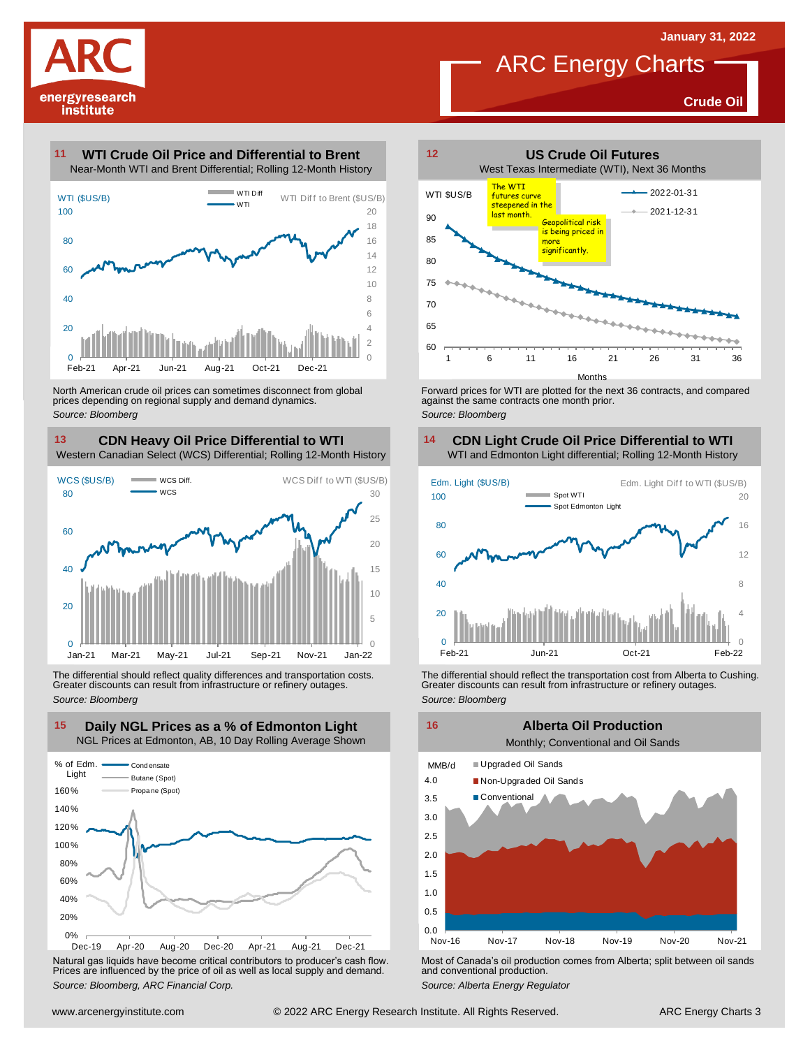# ARC Energy Charts

January 31, 2022

Crude Oil

## 11 WTI Crude Oil Price and Differential to Brent

Near-Month WTI and Brent Differential; Rolling 12-Month History

North American crude oil prices can sometimes disconnect from global prices depending on regional supply and demand dynamics.

*Source: Bloomberg*

## 12 US Crude Oil Futures

West Texas Intermediate (WTI), Next 36 Months

The WTI futures curve steepened in the last month.

Geopolitical risk is being priced in more significantly.

Forward prices for WTI are plotted for the next 36 contracts, and compared against the same contracts one month prior.

*Source: Bloomberg*

## 13 CDN Heavy Oil Price Differential to WTI

Western Canadian Select (WCS) Differential; Rolling 12-Month History

The differential should reflect quality differences and transportation costs. Greater discounts can result from infrastructure or refinery outages.

*Source: Bloomberg*

## 14 CDN Light Crude Oil Price Differential to WTI

WTI and Edmonton Light differential; Rolling 12-Month History

The differential should reflect the transportation cost from Alberta to Cushing. Greater discounts can result from infrastructure or refinery outages.

*Source: Bloomberg*

## 15 Daily NGL Prices as a % of Edmonton Light

NGL Prices at Edmonton, AB, 10 Day Rolling Average Shown

Natural gas liquids have become critical contributors to producer's cash flow. Prices are influenced by the price of oil as well as local supply and demand.

*Source: Bloomberg, ARC Financial Corp.*

## 16 Alberta Oil Production

Monthly; Conventional and Oil Sands

Most of Canada's oil production comes from Alberta; split between oil sands and conventional production.

*Source: Alberta Energy Regulator*

www.arcenergyinstitute.com © 2022 ARC Energy Research Institute. All Rights Reserved.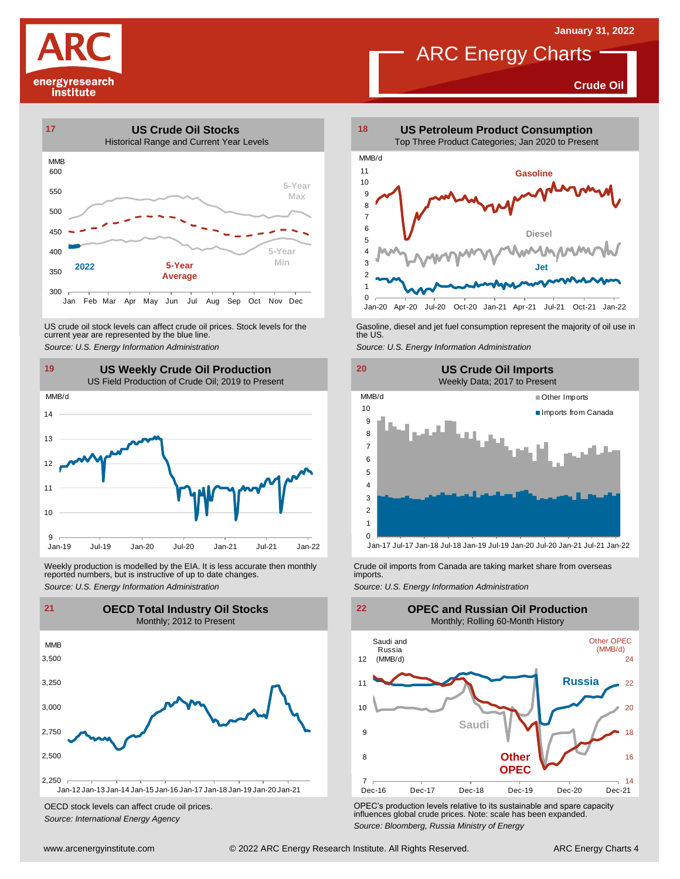January 31, 2022

# ARC Energy Charts

**Crude Oil**

## 17 US Crude Oil Stocks

Historical Range and Current Year Levels

US crude oil stock levels can affect crude oil prices. Stock levels for the current year are represented by the blue line.

*Source: U.S. Energy Information Administration*

## 18 US Petroleum Product Consumption

Top Three Product Categories; Jan 2020 to Present

Gasoline, diesel and jet fuel consumption represent the majority of oil use in the US.

*Source: U.S. Energy Information Administration*

## 19 US Weekly Crude Oil Production

US Field Production of Crude Oil; 2019 to Present

Weekly production is modelled by the EIA. It is less accurate then monthly reported numbers, but is instructive of up to date changes.

*Source: U.S. Energy Information Administration*

## 20 US Crude Oil Imports

Weekly Data; 2017 to Present

Crude oil imports from Canada are taking market share from overseas imports.

*Source: U.S. Energy Information Administration*

## 21 OECD Total Industry Oil Stocks

Monthly; 2012 to Present

OECD stock levels can affect crude oil prices.

*Source: International Energy Agency*

## 22 OPEC and Russian Oil Production

Monthly; Rolling 60-Month History

OPEC's production levels relative to its sustainable and spare capacity influences global crude prices. Note: scale has been expanded.

*Source: Bloomberg, Russia Ministry of Energy*

www.arcenergyinstitute.com © 2022 ARC Energy Research Institute. All Rights Reserved.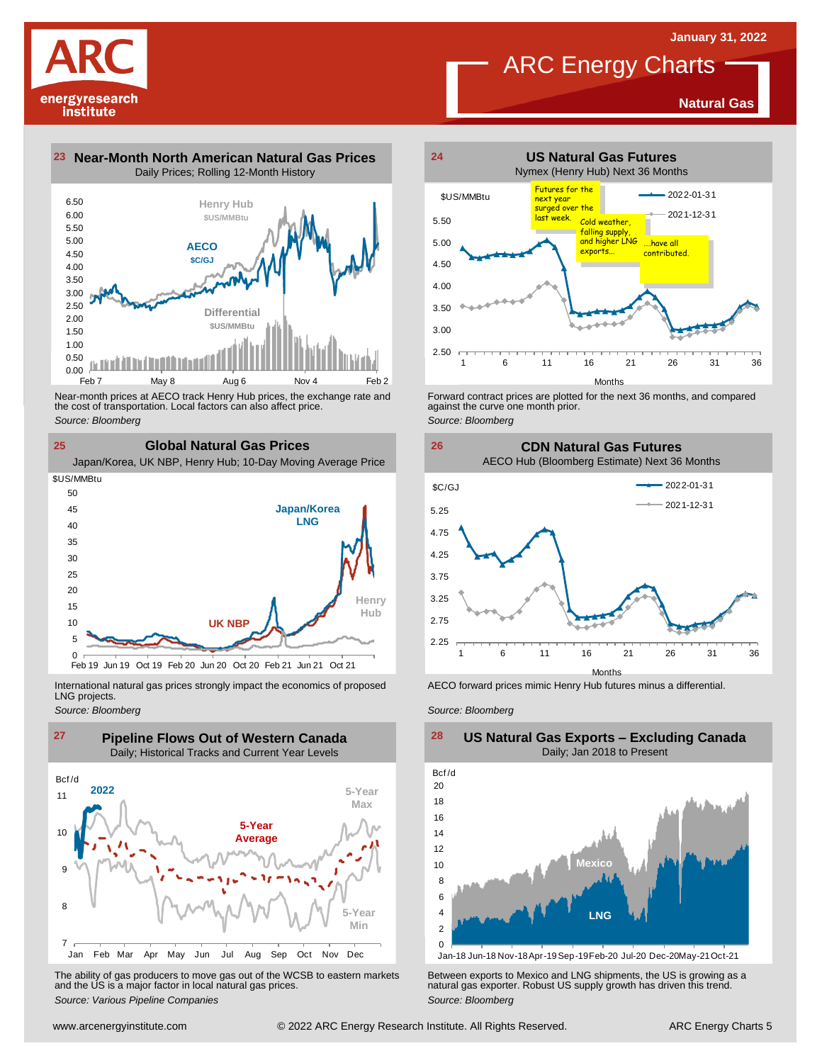January 31, 2022

# ARC Energy Charts

**Natural Gas**

## 23 Near-Month North American Natural Gas Prices

Daily Prices; Rolling 12-Month History

Near-month prices at AECO track Henry Hub prices, the exchange rate and the cost of transportation. Local factors can also affect price.

*Source: Bloomberg*

## 24 US Natural Gas Futures

Nymex (Henry Hub) Next 36 Months

Forward contract prices are plotted for the next 36 months, and compared against the curve one month prior.

*Source: Bloomberg*

## 25 Global Natural Gas Prices

Japan/Korea, UK NBP, Henry Hub; 10-Day Moving Average Price

International natural gas prices strongly impact the economics of proposed LNG projects.

*Source: Bloomberg*

## 26 CDN Natural Gas Futures

AECO Hub (Bloomberg Estimate) Next 36 Months

AECO forward prices mimic Henry Hub futures minus a differential.

*Source: Bloomberg*

## 27 Pipeline Flows Out of Western Canada

Daily; Historical Tracks and Current Year Levels

The ability of gas producers to move gas out of the WCSB to eastern markets and the US is a major factor in local natural gas prices.

*Source: Various Pipeline Companies*

## 28 US Natural Gas Exports – Excluding Canada

Daily; Jan 2018 to Present

Between exports to Mexico and LNG shipments, the US is growing as a natural gas exporter. Robust US supply growth has driven this trend.

*Source: Bloomberg*

www.arcenergyinstitute.com © 2022 ARC Energy Research Institute. All Rights Reserved. ARC Energy Charts 5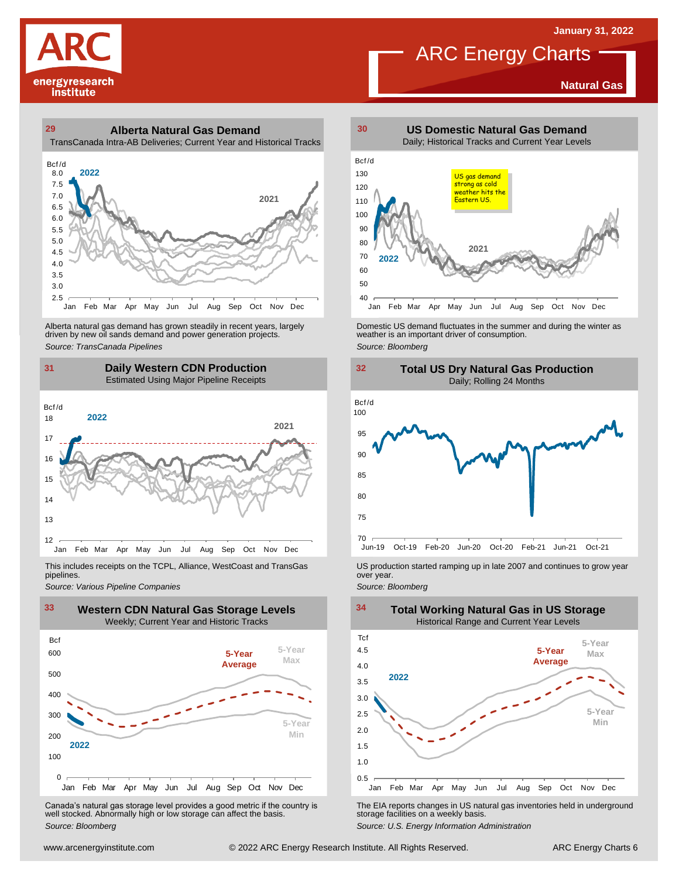January 31, 2022

# ARC Energy Charts

**Natural Gas**

### 29 Alberta Natural Gas Demand

TransCanada Intra-AB Deliveries; Current Year and Historical Tracks

Alberta natural gas demand has grown steadily in recent years, largely driven by new oil sands demand and power generation projects.

*Source: TransCanada Pipelines*

### 30 US Domestic Natural Gas Demand

Daily; Historical Tracks and Current Year Levels

US gas demand strong as cold weather hits the Eastern US.

Domestic US demand fluctuates in the summer and during the winter as weather is an important driver of consumption.

*Source: Bloomberg*

### 31 Daily Western CDN Production

Estimated Using Major Pipeline Receipts

This includes receipts on the TCPL, Alliance, WestCoast and TransGas pipelines.

*Source: Various Pipeline Companies*

### 32 Total US Dry Natural Gas Production

Daily; Rolling 24 Months

US production started ramping up in late 2007 and continues to grow year over year.

*Source: Bloomberg*

### 33 Western CDN Natural Gas Storage Levels

Weekly; Current Year and Historic Tracks

Canada's natural gas storage level provides a good metric if the country is well stocked. Abnormally high or low storage can affect the basis.

*Source: Bloomberg*

### 34 Total Working Natural Gas in US Storage

Historical Range and Current Year Levels

The EIA reports changes in US natural gas inventories held in underground storage facilities on a weekly basis.

*Source: U.S. Energy Information Administration*

www.arcenergyinstitute.com © 2022 ARC Energy Research Institute. All Rights Reserved.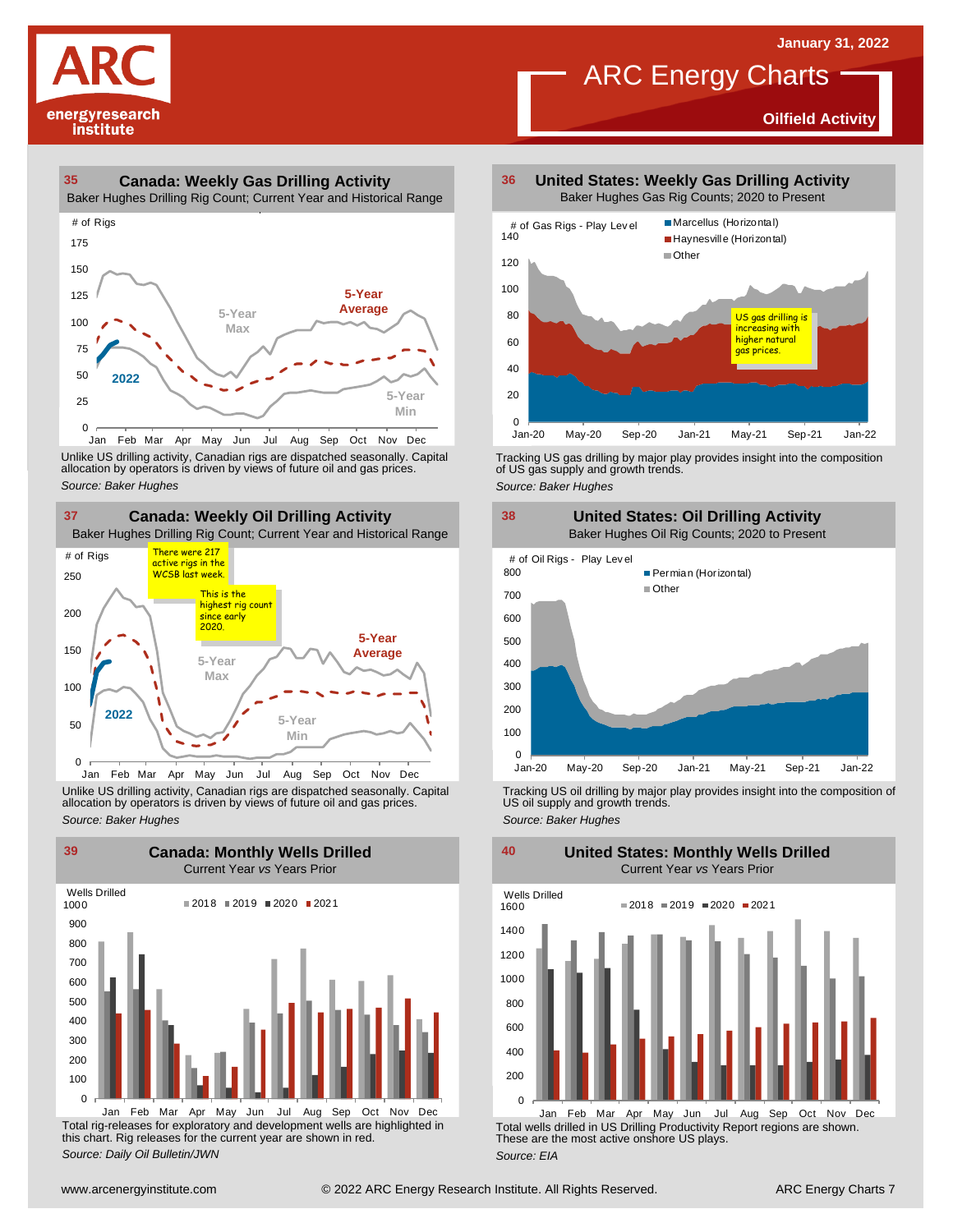# ARC Energy Charts

January 31, 2022

**Oilfield Activity**

## 35 Canada: Weekly Gas Drilling Activity

Baker Hughes Drilling Rig Count; Current Year and Historical Range

Unlike US drilling activity, Canadian rigs are dispatched seasonally. Capital allocation by operators is driven by views of future oil and gas prices.

*Source: Baker Hughes*

## 36 United States: Weekly Gas Drilling Activity

Baker Hughes Gas Rig Counts; 2020 to Present

US gas drilling is increasing with higher natural gas prices.

Tracking US gas drilling by major play provides insight into the composition of US gas supply and growth trends.

*Source: Baker Hughes*

## 37 Canada: Weekly Oil Drilling Activity

Baker Hughes Drilling Rig Count; Current Year and Historical Range

There were 217 active rigs in the WCSB last week.

This is the highest rig count since early 2020.

Unlike US drilling activity, Canadian rigs are dispatched seasonally. Capital allocation by operators is driven by views of future oil and gas prices.

*Source: Baker Hughes*

## 38 United States: Oil Drilling Activity

Baker Hughes Oil Rig Counts; 2020 to Present

Tracking US oil drilling by major play provides insight into the composition of US oil supply and growth trends.

*Source: Baker Hughes*

## 39 Canada: Monthly Wells Drilled

Current Year *vs* Years Prior

Total rig-releases for exploratory and development wells are highlighted in this chart. Rig releases for the current year are shown in red.

*Source: Daily Oil Bulletin/JWN*

## 40 United States: Monthly Wells Drilled

Current Year *vs* Years Prior

Total wells drilled in US Drilling Productivity Report regions are shown. These are the most active onshore US plays.

*Source: EIA*

www.arcenergyinstitute.com © 2022 ARC Energy Research Institute. All Rights Reserved.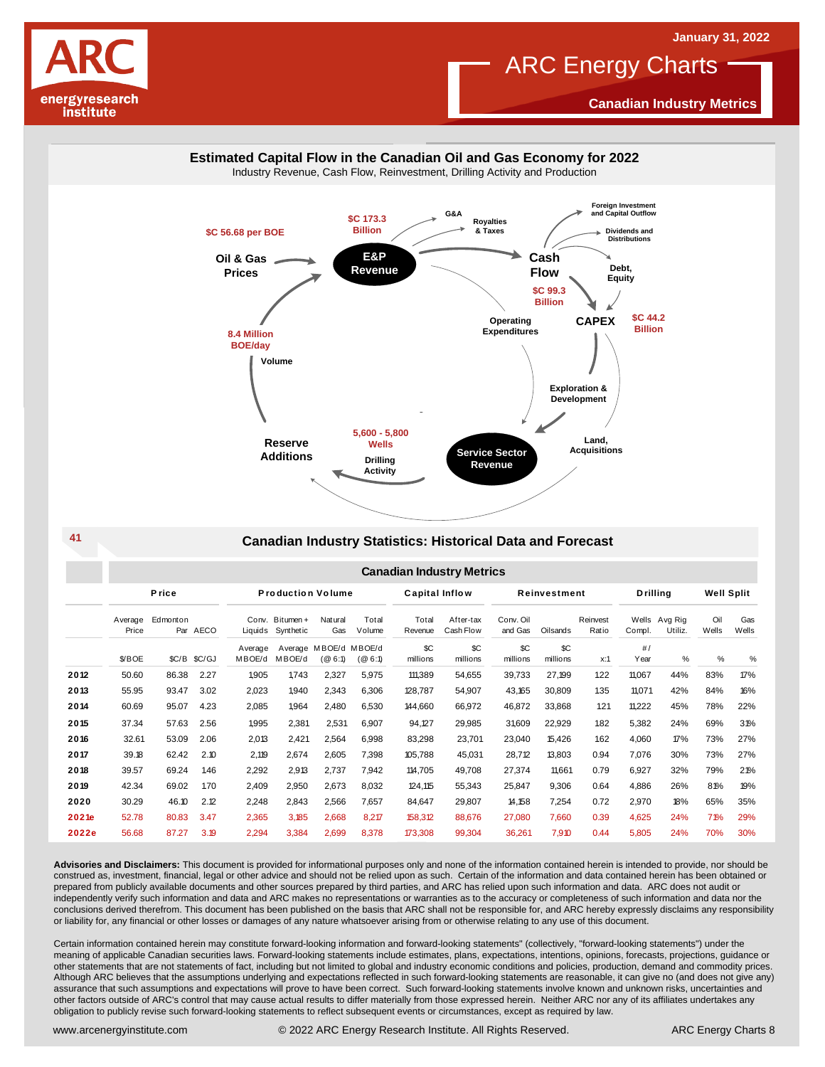# ARC Energy Charts

January 31, 2022

**Canadian Industry Metrics**

## Estimated Capital Flow in the Canadian Oil and Gas Economy for 2022

Industry Revenue, Cash Flow, Reinvestment, Drilling Activity and Production

$C 56.68 per BOE
Oil & Gas Prices
$C 173.3 Billion
E&P Revenue
G&A
Royalties & Taxes
Foreign Investment and Capital Outflow
Dividends and Distributions
Cash Flow
Debt, Equity
$C 99.3 Billion
CAPEX
$C 44.2 Billion
Operating Expenditures
8.4 Million BOE/day
Volume
Exploration & Development
Land, Acquisitions
5,600 - 5,800 Wells
Drilling Activity
Reserve Additions
Service Sector Revenue

41

## Canadian Industry Statistics: Historical Data and Forecast

| | Canadian Industry Metrics | | | | | | | | | | | | | | | | |
|---|---|---|---|---|---|---|---|---|---|---|---|---|---|---|---|---|---|
| | Price | | | Production Volume | | | | Capital Inflow | | Reinvestment | | | Drilling | | Well Split | |
| | Average Price | Edmonton Par | AECO | Conv. Liquids | Bitumen + Synthetic | Natural Gas | Total Volume | Total Revenue | After-tax Cash Flow | Conv. Oil and Gas | Oilsands | Reinvest Ratio | Wells Compl. | Avg Rig Utiliz. | Oil Wells | Gas Wells |
| | $/BOE | $C/B | $C/GJ | Average MBOE/d | Average MBOE/d | MBOE/d (@ 6:1) | MBOE/d (@ 6:1) | $C millions | $C millions | $C millions | $C millions | x:1 | # / Year | % | % | % |
| **2012** | 50.60 | 86.38 | 2.27 | 1,905 | 1,743 | 2,327 | 5,975 | 111,389 | 54,655 | 39,733 | 27,199 | 1.22 | 11,067 | 44% | 83% | 17% |
| **2013** | 55.95 | 93.47 | 3.02 | 2,023 | 1,940 | 2,343 | 6,306 | 128,787 | 54,907 | 43,165 | 30,809 | 1.35 | 11,071 | 42% | 84% | 16% |
| **2014** | 60.69 | 95.07 | 4.23 | 2,085 | 1,964 | 2,480 | 6,530 | 144,660 | 66,972 | 46,872 | 33,868 | 1.21 | 11,222 | 45% | 78% | 22% |
| **2015** | 37.34 | 57.63 | 2.56 | 1,995 | 2,381 | 2,531 | 6,907 | 94,127 | 29,985 | 31,609 | 22,929 | 1.82 | 5,382 | 24% | 69% | 31% |
| **2016** | 32.61 | 53.09 | 2.06 | 2,013 | 2,421 | 2,564 | 6,998 | 83,298 | 23,701 | 23,040 | 15,426 | 1.62 | 4,060 | 17% | 73% | 27% |
| **2017** | 39.18 | 62.42 | 2.10 | 2,119 | 2,674 | 2,605 | 7,398 | 105,788 | 45,031 | 28,712 | 13,803 | 0.94 | 7,076 | 30% | 73% | 27% |
| **2018** | 39.57 | 69.24 | 1.46 | 2,292 | 2,913 | 2,737 | 7,942 | 114,705 | 49,708 | 27,374 | 11,661 | 0.79 | 6,927 | 32% | 79% | 21% |
| **2019** | 42.34 | 69.02 | 1.70 | 2,409 | 2,950 | 2,673 | 8,032 | 124,115 | 55,343 | 25,847 | 9,306 | 0.64 | 4,886 | 26% | 81% | 19% |
| **2020** | 30.29 | 46.10 | 2.12 | 2,248 | 2,843 | 2,566 | 7,657 | 84,647 | 29,807 | 14,158 | 7,254 | 0.72 | 2,970 | 18% | 65% | 35% |
| **2021e** | 52.78 | 80.83 | 3.47 | 2,365 | 3,185 | 2,668 | 8,217 | 158,312 | 88,676 | 27,080 | 7,660 | 0.39 | 4,625 | 24% | 71% | 29% |
| **2022e** | 56.68 | 87.27 | 3.19 | 2,294 | 3,384 | 2,699 | 8,378 | 173,308 | 99,304 | 36,261 | 7,910 | 0.44 | 5,805 | 24% | 70% | 30% |

**Advisories and Disclaimers:** This document is provided for informational purposes only and none of the information contained herein is intended to provide, nor should be construed as, investment, financial, legal or other advice and should not be relied upon as such. Certain of the information and data contained herein has been obtained or prepared from publicly available documents and other sources prepared by third parties, and ARC has relied upon such information and data. ARC does not audit or independently verify such information and data and ARC makes no representations or warranties as to the accuracy or completeness of such information and data nor the conclusions derived therefrom. This document has been published on the basis that ARC shall not be responsible for, and ARC hereby expressly disclaims any responsibility or liability for, any financial or other losses or damages of any nature whatsoever arising from or otherwise relating to any use of this document.

Certain information contained herein may constitute forward-looking information and forward-looking statements" (collectively, "forward-looking statements") under the meaning of applicable Canadian securities laws. Forward-looking statements include estimates, plans, expectations, intentions, opinions, forecasts, projections, guidance or other statements that are not statements of fact, including but not limited to global and industry economic conditions and policies, production, demand and commodity prices. Although ARC believes that the assumptions underlying and expectations reflected in such forward-looking statements are reasonable, it can give no (and does not give any) assurance that such assumptions and expectations will prove to have been correct. Such forward-looking statements involve known and unknown risks, uncertainties and other factors outside of ARC's control that may cause actual results to differ materially from those expressed herein. Neither ARC nor any of its affiliates undertakes any obligation to publicly revise such forward-looking statements to reflect subsequent events or circumstances, except as required by law.

www.arcenergyinstitute.com © 2022 ARC Energy Research Institute. All Rights Reserved.